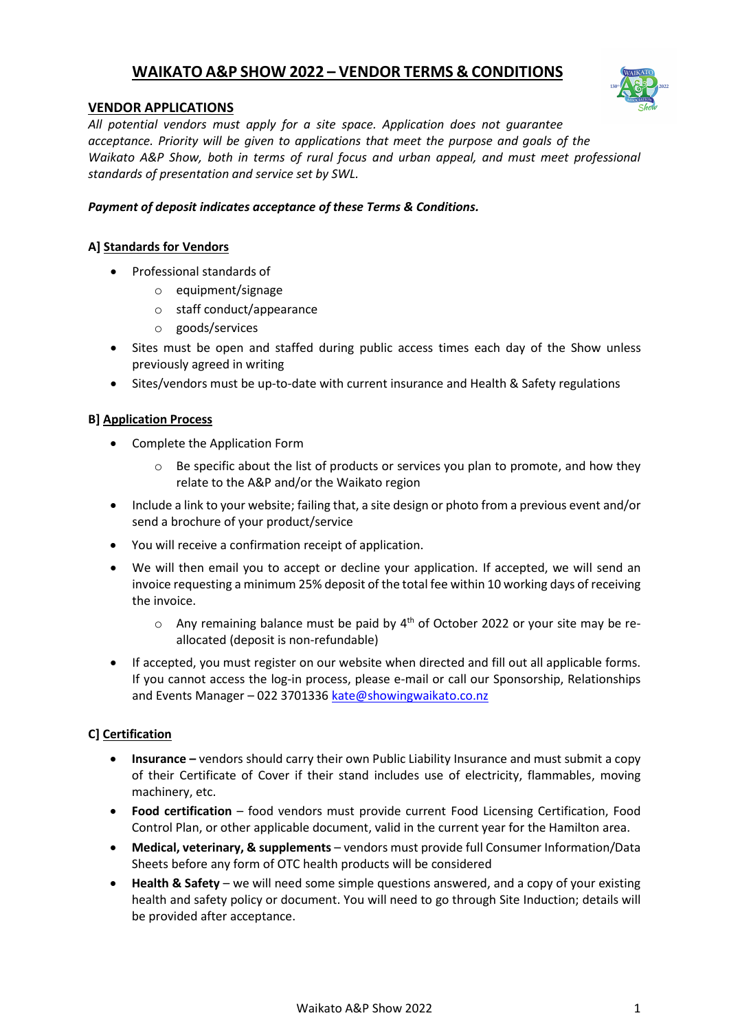# WAIKATO A&P SHOW 2022 – VENDOR TERMS & CONDITIONS

## VENDOR APPLICATIONS

*All potential vendors must apply for a site space. Application does not guarantee acceptance. Priority will be given to applications that meet the purpose and goals of the Waikato A&P Show, both in terms of rural focus and urban appeal, and must meet professional standards of presentation and service set by SWL.*

***Payment of deposit indicates acceptance of these Terms & Conditions.***

### A] Standards for Vendors

- Professional standards of
  - equipment/signage
  - staff conduct/appearance
  - goods/services
- Sites must be open and staffed during public access times each day of the Show unless previously agreed in writing
- Sites/vendors must be up-to-date with current insurance and Health & Safety regulations

### B] Application Process

- Complete the Application Form
  - Be specific about the list of products or services you plan to promote, and how they relate to the A&P and/or the Waikato region
- Include a link to your website; failing that, a site design or photo from a previous event and/or send a brochure of your product/service
- You will receive a confirmation receipt of application.
- We will then email you to accept or decline your application. If accepted, we will send an invoice requesting a minimum 25% deposit of the total fee within 10 working days of receiving the invoice.
  - Any remaining balance must be paid by 4th of October 2022 or your site may be re-allocated (deposit is non-refundable)
- If accepted, you must register on our website when directed and fill out all applicable forms. If you cannot access the log-in process, please e-mail or call our Sponsorship, Relationships and Events Manager – 022 3701336 kate@showingwaikato.co.nz

### C] Certification

- **Insurance –** vendors should carry their own Public Liability Insurance and must submit a copy of their Certificate of Cover if their stand includes use of electricity, flammables, moving machinery, etc.
- **Food certification** – food vendors must provide current Food Licensing Certification, Food Control Plan, or other applicable document, valid in the current year for the Hamilton area.
- **Medical, veterinary, & supplements** – vendors must provide full Consumer Information/Data Sheets before any form of OTC health products will be considered
- **Health & Safety** – we will need some simple questions answered, and a copy of your existing health and safety policy or document. You will need to go through Site Induction; details will be provided after acceptance.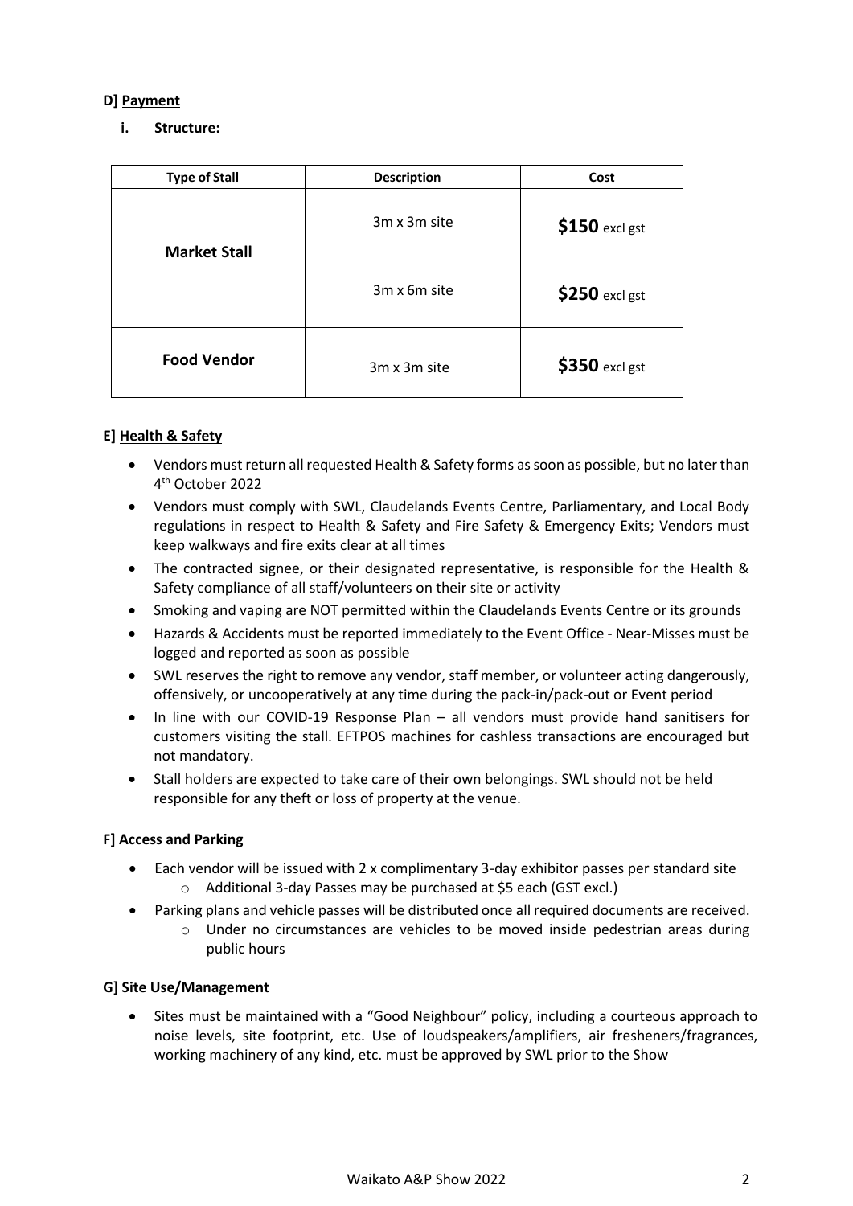**D] Payment**

**i. Structure:**

| Type of Stall | Description | Cost |
|---|---|---|
| **Market Stall** | 3m x 3m site | **$150** excl gst |
| | 3m x 6m site | **$250** excl gst |
| **Food Vendor** | 3m x 3m site | **$350** excl gst |

**E] Health & Safety**

- Vendors must return all requested Health & Safety forms as soon as possible, but no later than 4th October 2022
- Vendors must comply with SWL, Claudelands Events Centre, Parliamentary, and Local Body regulations in respect to Health & Safety and Fire Safety & Emergency Exits; Vendors must keep walkways and fire exits clear at all times
- The contracted signee, or their designated representative, is responsible for the Health & Safety compliance of all staff/volunteers on their site or activity
- Smoking and vaping are NOT permitted within the Claudelands Events Centre or its grounds
- Hazards & Accidents must be reported immediately to the Event Office - Near-Misses must be logged and reported as soon as possible
- SWL reserves the right to remove any vendor, staff member, or volunteer acting dangerously, offensively, or uncooperatively at any time during the pack-in/pack-out or Event period
- In line with our COVID-19 Response Plan – all vendors must provide hand sanitisers for customers visiting the stall. EFTPOS machines for cashless transactions are encouraged but not mandatory.
- Stall holders are expected to take care of their own belongings. SWL should not be held responsible for any theft or loss of property at the venue.

**F] Access and Parking**

- Each vendor will be issued with 2 x complimentary 3-day exhibitor passes per standard site
  - Additional 3-day Passes may be purchased at $5 each (GST excl.)
- Parking plans and vehicle passes will be distributed once all required documents are received.
  - Under no circumstances are vehicles to be moved inside pedestrian areas during public hours

**G] Site Use/Management**

- Sites must be maintained with a "Good Neighbour" policy, including a courteous approach to noise levels, site footprint, etc. Use of loudspeakers/amplifiers, air fresheners/fragrances, working machinery of any kind, etc. must be approved by SWL prior to the Show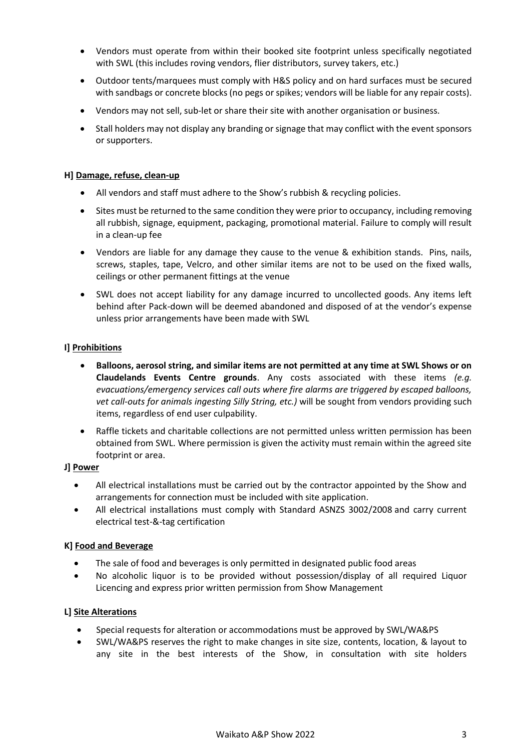- Vendors must operate from within their booked site footprint unless specifically negotiated with SWL (this includes roving vendors, flier distributors, survey takers, etc.)
- Outdoor tents/marquees must comply with H&S policy and on hard surfaces must be secured with sandbags or concrete blocks (no pegs or spikes; vendors will be liable for any repair costs).
- Vendors may not sell, sub-let or share their site with another organisation or business.
- Stall holders may not display any branding or signage that may conflict with the event sponsors or supporters.

**H] Damage, refuse, clean-up**

- All vendors and staff must adhere to the Show's rubbish & recycling policies.
- Sites must be returned to the same condition they were prior to occupancy, including removing all rubbish, signage, equipment, packaging, promotional material. Failure to comply will result in a clean-up fee
- Vendors are liable for any damage they cause to the venue & exhibition stands. Pins, nails, screws, staples, tape, Velcro, and other similar items are not to be used on the fixed walls, ceilings or other permanent fittings at the venue
- SWL does not accept liability for any damage incurred to uncollected goods. Any items left behind after Pack-down will be deemed abandoned and disposed of at the vendor's expense unless prior arrangements have been made with SWL

**I] Prohibitions**

- **Balloons, aerosol string, and similar items are not permitted at any time at SWL Shows or on Claudelands Events Centre grounds**. Any costs associated with these items *(e.g. evacuations/emergency services call outs where fire alarms are triggered by escaped balloons, vet call-outs for animals ingesting Silly String, etc.)* will be sought from vendors providing such items, regardless of end user culpability.
- Raffle tickets and charitable collections are not permitted unless written permission has been obtained from SWL. Where permission is given the activity must remain within the agreed site footprint or area.

**J] Power**

- All electrical installations must be carried out by the contractor appointed by the Show and arrangements for connection must be included with site application.
- All electrical installations must comply with Standard ASNZS 3002/2008 and carry current electrical test-&-tag certification

**K] Food and Beverage**

- The sale of food and beverages is only permitted in designated public food areas
- No alcoholic liquor is to be provided without possession/display of all required Liquor Licencing and express prior written permission from Show Management

**L] Site Alterations**

- Special requests for alteration or accommodations must be approved by SWL/WA&PS
- SWL/WA&PS reserves the right to make changes in site size, contents, location, & layout to any site in the best interests of the Show, in consultation with site holders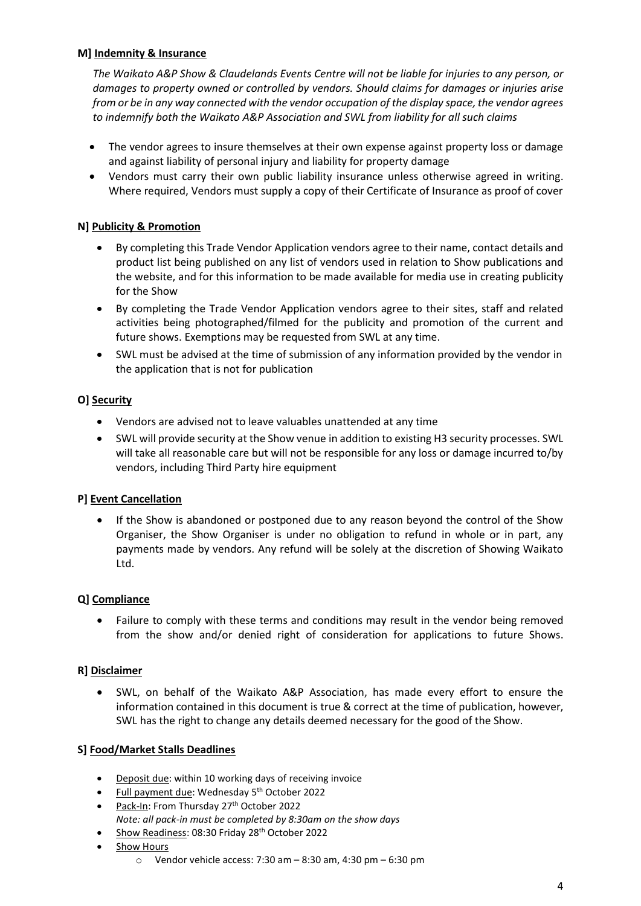**M] Indemnity & Insurance**

*The Waikato A&P Show & Claudelands Events Centre will not be liable for injuries to any person, or damages to property owned or controlled by vendors. Should claims for damages or injuries arise from or be in any way connected with the vendor occupation of the display space, the vendor agrees to indemnify both the Waikato A&P Association and SWL from liability for all such claims*

- The vendor agrees to insure themselves at their own expense against property loss or damage and against liability of personal injury and liability for property damage
- Vendors must carry their own public liability insurance unless otherwise agreed in writing. Where required, Vendors must supply a copy of their Certificate of Insurance as proof of cover

**N] Publicity & Promotion**

- By completing this Trade Vendor Application vendors agree to their name, contact details and product list being published on any list of vendors used in relation to Show publications and the website, and for this information to be made available for media use in creating publicity for the Show
- By completing the Trade Vendor Application vendors agree to their sites, staff and related activities being photographed/filmed for the publicity and promotion of the current and future shows. Exemptions may be requested from SWL at any time.
- SWL must be advised at the time of submission of any information provided by the vendor in the application that is not for publication

**O] Security**

- Vendors are advised not to leave valuables unattended at any time
- SWL will provide security at the Show venue in addition to existing H3 security processes. SWL will take all reasonable care but will not be responsible for any loss or damage incurred to/by vendors, including Third Party hire equipment

**P] Event Cancellation**

- If the Show is abandoned or postponed due to any reason beyond the control of the Show Organiser, the Show Organiser is under no obligation to refund in whole or in part, any payments made by vendors. Any refund will be solely at the discretion of Showing Waikato Ltd.

**Q] Compliance**

- Failure to comply with these terms and conditions may result in the vendor being removed from the show and/or denied right of consideration for applications to future Shows.

**R] Disclaimer**

- SWL, on behalf of the Waikato A&P Association, has made every effort to ensure the information contained in this document is true & correct at the time of publication, however, SWL has the right to change any details deemed necessary for the good of the Show.

**S] Food/Market Stalls Deadlines**

- Deposit due: within 10 working days of receiving invoice
- Full payment due: Wednesday 5th October 2022
- Pack-In: From Thursday 27th October 2022
  *Note: all pack-in must be completed by 8:30am on the show days*
- Show Readiness: 08:30 Friday 28th October 2022
- Show Hours
  - Vendor vehicle access: 7:30 am – 8:30 am, 4:30 pm – 6:30 pm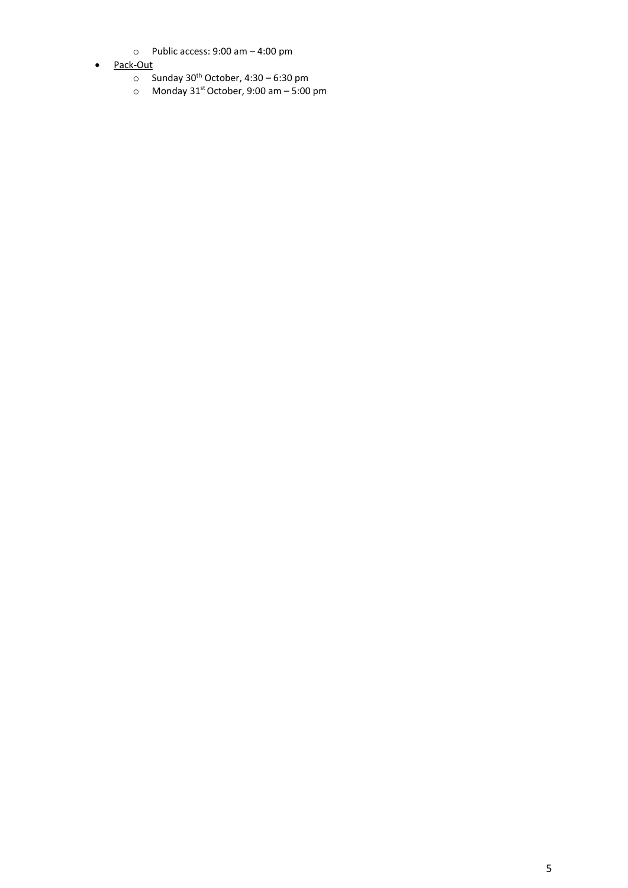- Public access: 9:00 am – 4:00 pm
- <u>Pack-Out</u>
  - Sunday 30th October, 4:30 – 6:30 pm
  - Monday 31st October, 9:00 am – 5:00 pm